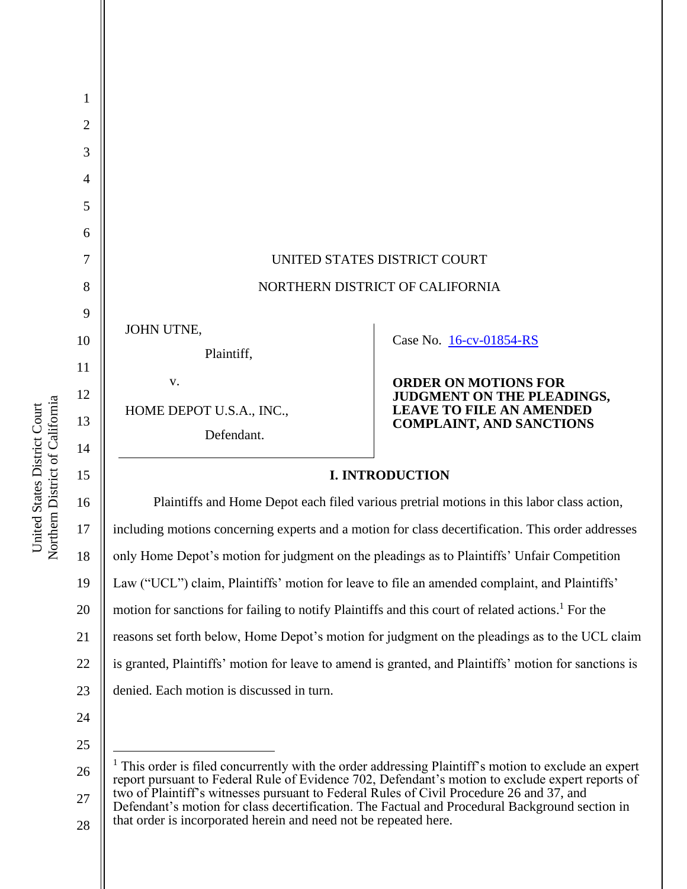UNITED STATES DISTRICT COURT

NORTHERN DISTRICT OF CALIFORNIA

JOHN UTNE,

Plaintiff,

v.

HOME DEPOT U.S.A., INC.,

Defendant.

Case No. 16-cv-01854-RS

**ORDER ON MOTIONS FOR JUDGMENT ON THE PLEADINGS, LEAVE TO FILE AN AMENDED COMPLAINT, AND SANCTIONS**

## I. INTRODUCTION

Plaintiffs and Home Depot each filed various pretrial motions in this labor class action, including motions concerning experts and a motion for class decertification. This order addresses only Home Depot's motion for judgment on the pleadings as to Plaintiffs' Unfair Competition Law ("UCL") claim, Plaintiffs' motion for leave to file an amended complaint, and Plaintiffs' motion for sanctions for failing to notify Plaintiffs and this court of related actions.[1] For the reasons set forth below, Home Depot's motion for judgment on the pleadings as to the UCL claim is granted, Plaintiffs' motion for leave to amend is granted, and Plaintiffs' motion for sanctions is denied. Each motion is discussed in turn.

[1] This order is filed concurrently with the order addressing Plaintiff's motion to exclude an expert report pursuant to Federal Rule of Evidence 702, Defendant's motion to exclude expert reports of two of Plaintiff's witnesses pursuant to Federal Rules of Civil Procedure 26 and 37, and Defendant's motion for class decertification. The Factual and Procedural Background section in that order is incorporated herein and need not be repeated here.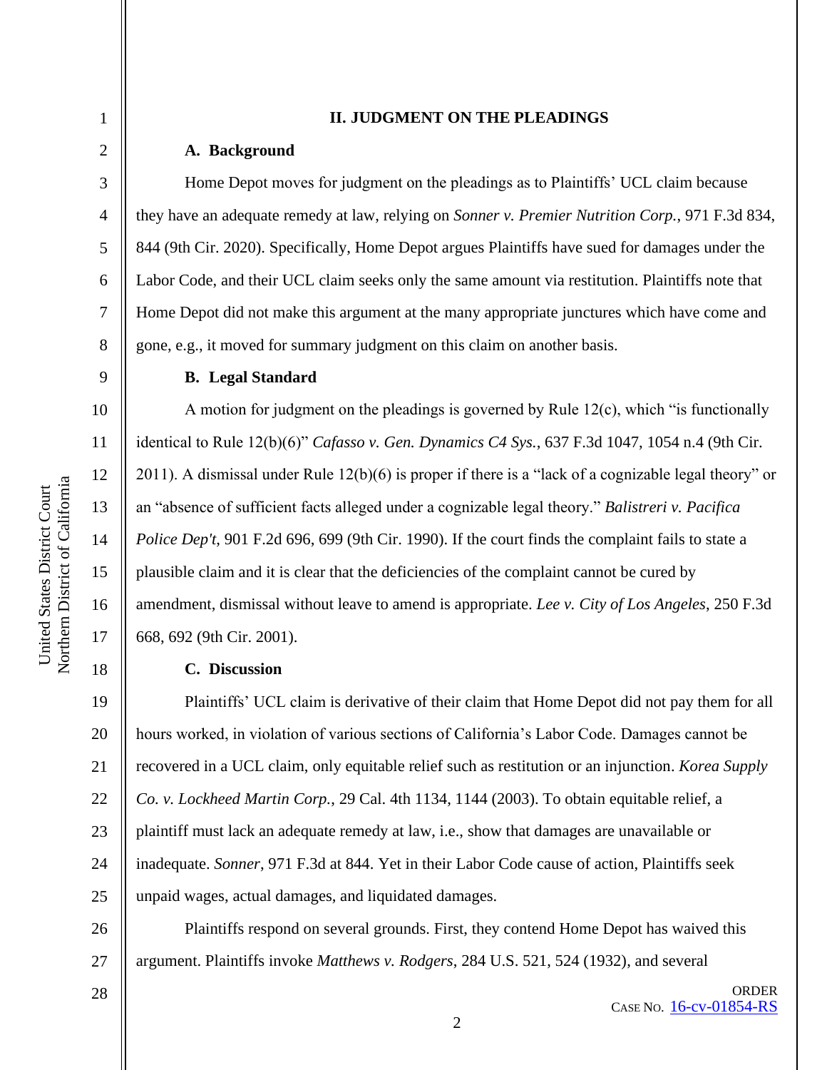## II. JUDGMENT ON THE PLEADINGS

### A. Background

Home Depot moves for judgment on the pleadings as to Plaintiffs' UCL claim because they have an adequate remedy at law, relying on *Sonner v. Premier Nutrition Corp.*, 971 F.3d 834, 844 (9th Cir. 2020). Specifically, Home Depot argues Plaintiffs have sued for damages under the Labor Code, and their UCL claim seeks only the same amount via restitution. Plaintiffs note that Home Depot did not make this argument at the many appropriate junctures which have come and gone, e.g., it moved for summary judgment on this claim on another basis.

### B. Legal Standard

A motion for judgment on the pleadings is governed by Rule 12(c), which "is functionally identical to Rule 12(b)(6)" *Cafasso v. Gen. Dynamics C4 Sys.*, 637 F.3d 1047, 1054 n.4 (9th Cir. 2011). A dismissal under Rule 12(b)(6) is proper if there is a "lack of a cognizable legal theory" or an "absence of sufficient facts alleged under a cognizable legal theory." *Balistreri v. Pacifica Police Dep't*, 901 F.2d 696, 699 (9th Cir. 1990). If the court finds the complaint fails to state a plausible claim and it is clear that the deficiencies of the complaint cannot be cured by amendment, dismissal without leave to amend is appropriate. *Lee v. City of Los Angeles*, 250 F.3d 668, 692 (9th Cir. 2001).

### C. Discussion

Plaintiffs' UCL claim is derivative of their claim that Home Depot did not pay them for all hours worked, in violation of various sections of California's Labor Code. Damages cannot be recovered in a UCL claim, only equitable relief such as restitution or an injunction. *Korea Supply Co. v. Lockheed Martin Corp.*, 29 Cal. 4th 1134, 1144 (2003). To obtain equitable relief, a plaintiff must lack an adequate remedy at law, i.e., show that damages are unavailable or inadequate. *Sonner*, 971 F.3d at 844. Yet in their Labor Code cause of action, Plaintiffs seek unpaid wages, actual damages, and liquidated damages.

Plaintiffs respond on several grounds. First, they contend Home Depot has waived this argument. Plaintiffs invoke *Matthews v. Rodgers*, 284 U.S. 521, 524 (1932), and several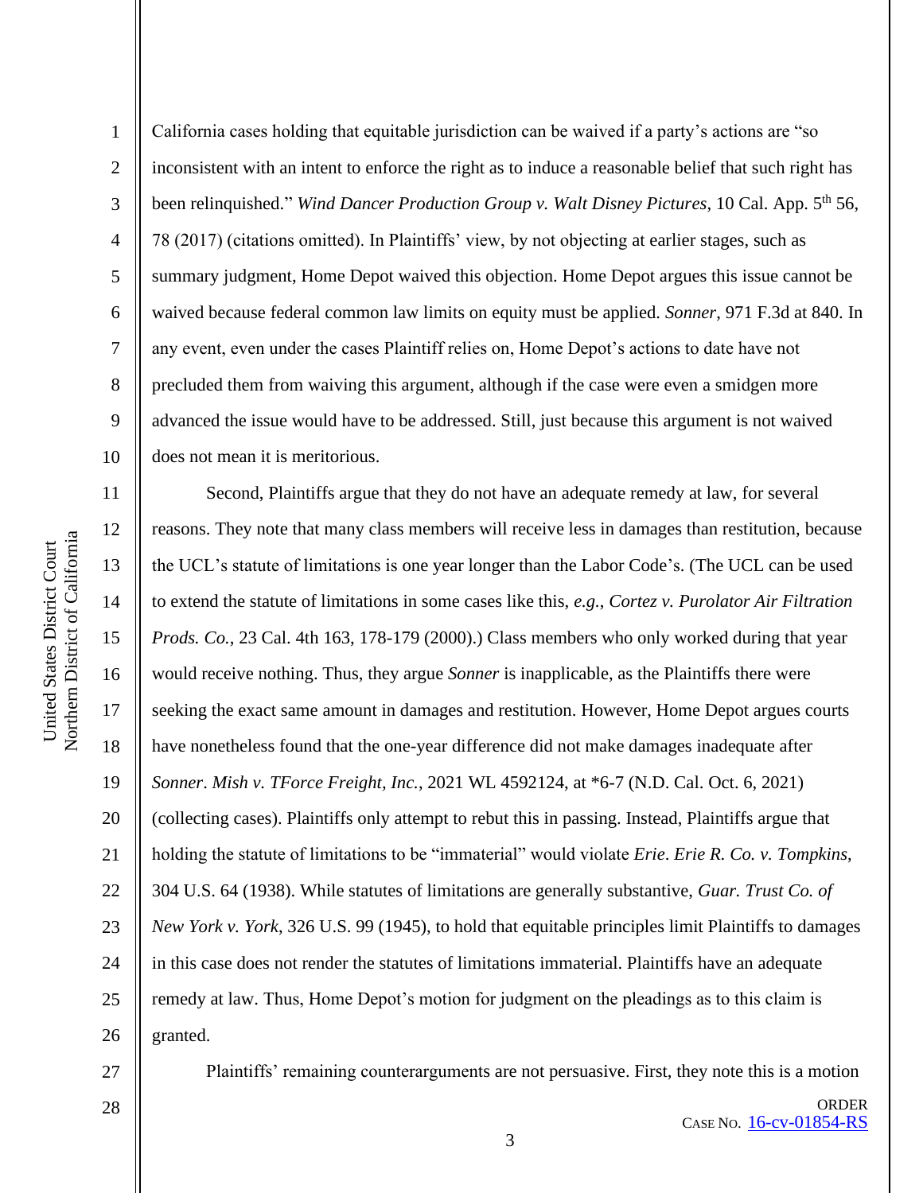California cases holding that equitable jurisdiction can be waived if a party's actions are "so inconsistent with an intent to enforce the right as to induce a reasonable belief that such right has been relinquished." *Wind Dancer Production Group v. Walt Disney Pictures*, 10 Cal. App. 5th 56, 78 (2017) (citations omitted). In Plaintiffs' view, by not objecting at earlier stages, such as summary judgment, Home Depot waived this objection. Home Depot argues this issue cannot be waived because federal common law limits on equity must be applied. *Sonner*, 971 F.3d at 840. In any event, even under the cases Plaintiff relies on, Home Depot's actions to date have not precluded them from waiving this argument, although if the case were even a smidgen more advanced the issue would have to be addressed. Still, just because this argument is not waived does not mean it is meritorious.

Second, Plaintiffs argue that they do not have an adequate remedy at law, for several reasons. They note that many class members will receive less in damages than restitution, because the UCL's statute of limitations is one year longer than the Labor Code's. (The UCL can be used to extend the statute of limitations in some cases like this, *e.g.*, *Cortez v. Purolator Air Filtration Prods. Co.*, 23 Cal. 4th 163, 178-179 (2000).) Class members who only worked during that year would receive nothing. Thus, they argue *Sonner* is inapplicable, as the Plaintiffs there were seeking the exact same amount in damages and restitution. However, Home Depot argues courts have nonetheless found that the one-year difference did not make damages inadequate after *Sonner*. *Mish v. TForce Freight, Inc.*, 2021 WL 4592124, at *6-7 (N.D. Cal. Oct. 6, 2021) (collecting cases). Plaintiffs only attempt to rebut this in passing. Instead, Plaintiffs argue that holding the statute of limitations to be "immaterial" would violate *Erie*. *Erie R. Co. v. Tompkins*, 304 U.S. 64 (1938). While statutes of limitations are generally substantive, *Guar. Trust Co. of New York v. York*, 326 U.S. 99 (1945), to hold that equitable principles limit Plaintiffs to damages in this case does not render the statutes of limitations immaterial. Plaintiffs have an adequate remedy at law. Thus, Home Depot's motion for judgment on the pleadings as to this claim is granted.

Plaintiffs' remaining counterarguments are not persuasive. First, they note this is a motion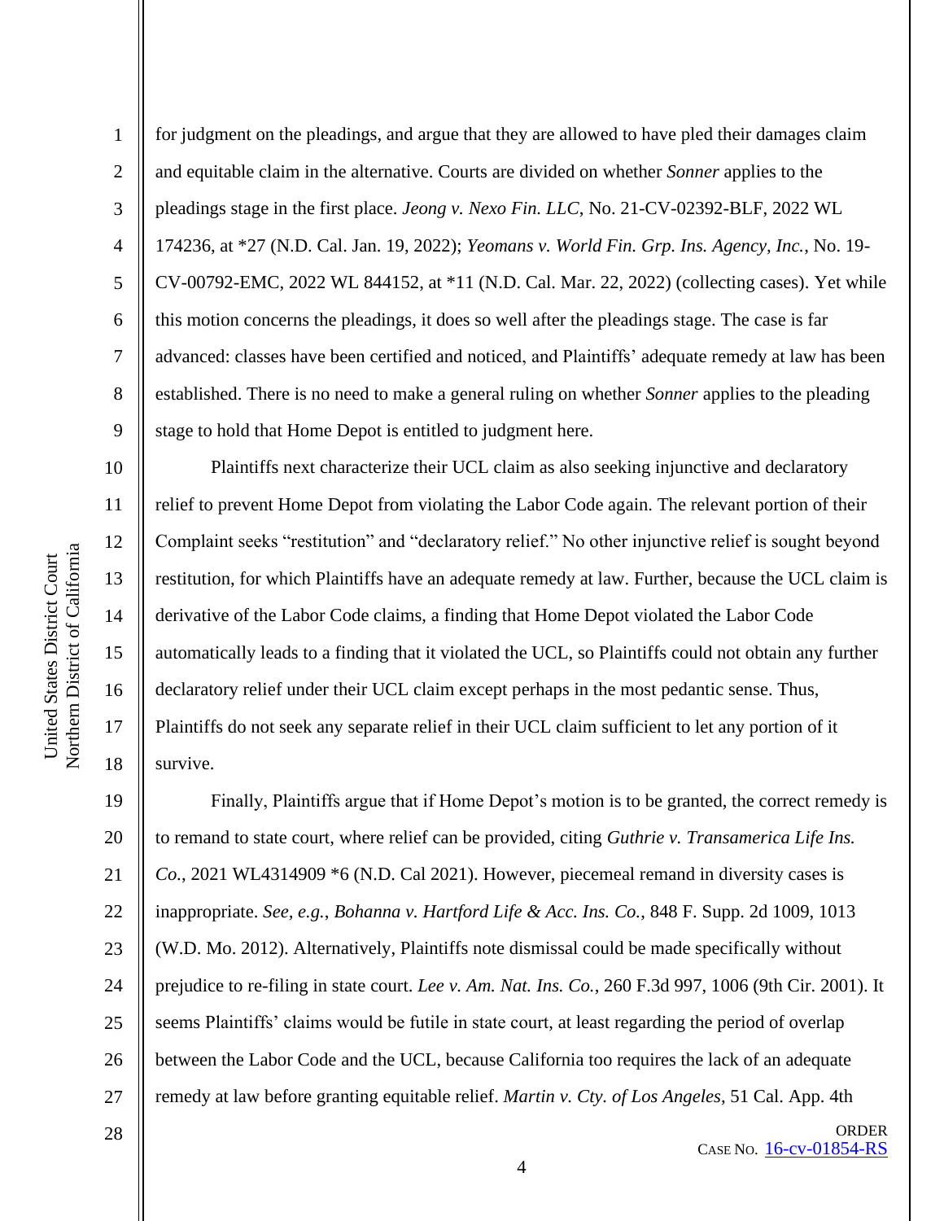for judgment on the pleadings, and argue that they are allowed to have pled their damages claim and equitable claim in the alternative. Courts are divided on whether *Sonner* applies to the pleadings stage in the first place. *Jeong v. Nexo Fin. LLC*, No. 21-CV-02392-BLF, 2022 WL 174236, at *27 (N.D. Cal. Jan. 19, 2022); *Yeomans v. World Fin. Grp. Ins. Agency, Inc.*, No. 19-CV-00792-EMC, 2022 WL 844152, at *11 (N.D. Cal. Mar. 22, 2022) (collecting cases). Yet while this motion concerns the pleadings, it does so well after the pleadings stage. The case is far advanced: classes have been certified and noticed, and Plaintiffs' adequate remedy at law has been established. There is no need to make a general ruling on whether *Sonner* applies to the pleading stage to hold that Home Depot is entitled to judgment here.

Plaintiffs next characterize their UCL claim as also seeking injunctive and declaratory relief to prevent Home Depot from violating the Labor Code again. The relevant portion of their Complaint seeks "restitution" and "declaratory relief." No other injunctive relief is sought beyond restitution, for which Plaintiffs have an adequate remedy at law. Further, because the UCL claim is derivative of the Labor Code claims, a finding that Home Depot violated the Labor Code automatically leads to a finding that it violated the UCL, so Plaintiffs could not obtain any further declaratory relief under their UCL claim except perhaps in the most pedantic sense. Thus, Plaintiffs do not seek any separate relief in their UCL claim sufficient to let any portion of it survive.

Finally, Plaintiffs argue that if Home Depot's motion is to be granted, the correct remedy is to remand to state court, where relief can be provided, citing *Guthrie v. Transamerica Life Ins. Co.*, 2021 WL4314909 *6 (N.D. Cal 2021). However, piecemeal remand in diversity cases is inappropriate. *See, e.g.*, *Bohanna v. Hartford Life & Acc. Ins. Co.*, 848 F. Supp. 2d 1009, 1013 (W.D. Mo. 2012). Alternatively, Plaintiffs note dismissal could be made specifically without prejudice to re-filing in state court. *Lee v. Am. Nat. Ins. Co.*, 260 F.3d 997, 1006 (9th Cir. 2001). It seems Plaintiffs' claims would be futile in state court, at least regarding the period of overlap between the Labor Code and the UCL, because California too requires the lack of an adequate remedy at law before granting equitable relief. *Martin v. Cty. of Los Angeles*, 51 Cal. App. 4th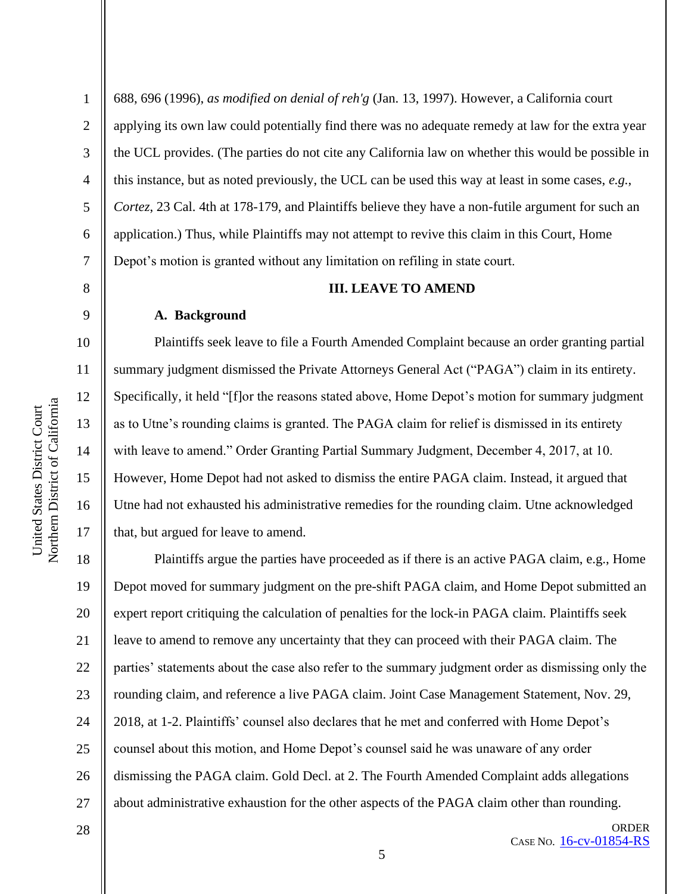688, 696 (1996), *as modified on denial of reh'g* (Jan. 13, 1997). However, a California court applying its own law could potentially find there was no adequate remedy at law for the extra year the UCL provides. (The parties do not cite any California law on whether this would be possible in this instance, but as noted previously, the UCL can be used this way at least in some cases, *e.g.*, *Cortez*, 23 Cal. 4th at 178-179, and Plaintiffs believe they have a non-futile argument for such an application.) Thus, while Plaintiffs may not attempt to revive this claim in this Court, Home Depot's motion is granted without any limitation on refiling in state court.

## III. LEAVE TO AMEND

### A. Background

Plaintiffs seek leave to file a Fourth Amended Complaint because an order granting partial summary judgment dismissed the Private Attorneys General Act ("PAGA") claim in its entirety. Specifically, it held "[f]or the reasons stated above, Home Depot's motion for summary judgment as to Utne's rounding claims is granted. The PAGA claim for relief is dismissed in its entirety with leave to amend." Order Granting Partial Summary Judgment, December 4, 2017, at 10. However, Home Depot had not asked to dismiss the entire PAGA claim. Instead, it argued that Utne had not exhausted his administrative remedies for the rounding claim. Utne acknowledged that, but argued for leave to amend.

Plaintiffs argue the parties have proceeded as if there is an active PAGA claim, e.g., Home Depot moved for summary judgment on the pre-shift PAGA claim, and Home Depot submitted an expert report critiquing the calculation of penalties for the lock-in PAGA claim. Plaintiffs seek leave to amend to remove any uncertainty that they can proceed with their PAGA claim. The parties' statements about the case also refer to the summary judgment order as dismissing only the rounding claim, and reference a live PAGA claim. Joint Case Management Statement, Nov. 29, 2018, at 1-2. Plaintiffs' counsel also declares that he met and conferred with Home Depot's counsel about this motion, and Home Depot's counsel said he was unaware of any order dismissing the PAGA claim. Gold Decl. at 2. The Fourth Amended Complaint adds allegations about administrative exhaustion for the other aspects of the PAGA claim other than rounding.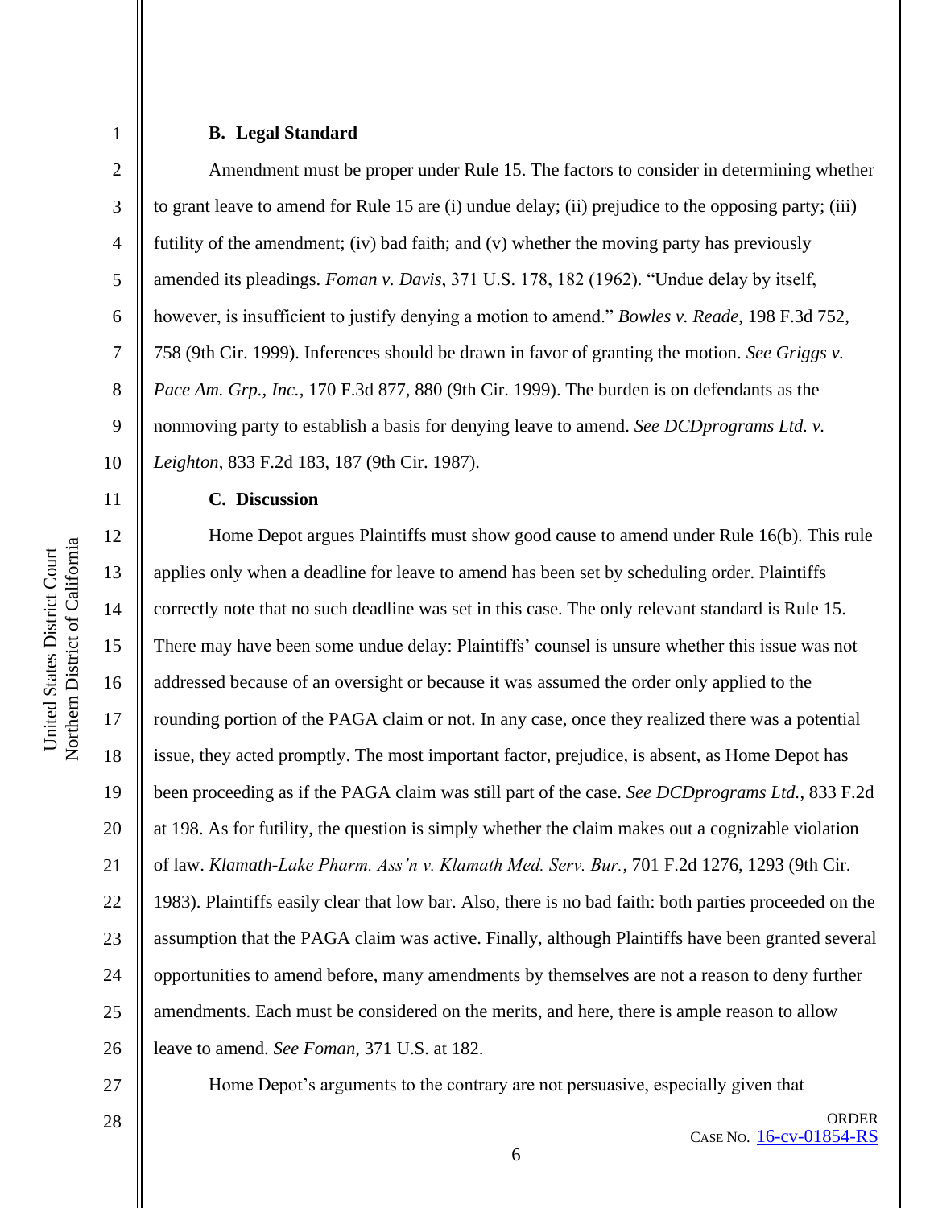**B. Legal Standard**

Amendment must be proper under Rule 15. The factors to consider in determining whether to grant leave to amend for Rule 15 are (i) undue delay; (ii) prejudice to the opposing party; (iii) futility of the amendment; (iv) bad faith; and (v) whether the moving party has previously amended its pleadings. *Foman v. Davis*, 371 U.S. 178, 182 (1962). "Undue delay by itself, however, is insufficient to justify denying a motion to amend." *Bowles v. Reade*, 198 F.3d 752, 758 (9th Cir. 1999). Inferences should be drawn in favor of granting the motion. *See Griggs v. Pace Am. Grp., Inc.*, 170 F.3d 877, 880 (9th Cir. 1999). The burden is on defendants as the nonmoving party to establish a basis for denying leave to amend. *See DCDprograms Ltd. v. Leighton*, 833 F.2d 183, 187 (9th Cir. 1987).

**C. Discussion**

Home Depot argues Plaintiffs must show good cause to amend under Rule 16(b). This rule applies only when a deadline for leave to amend has been set by scheduling order. Plaintiffs correctly note that no such deadline was set in this case. The only relevant standard is Rule 15. There may have been some undue delay: Plaintiffs' counsel is unsure whether this issue was not addressed because of an oversight or because it was assumed the order only applied to the rounding portion of the PAGA claim or not. In any case, once they realized there was a potential issue, they acted promptly. The most important factor, prejudice, is absent, as Home Depot has been proceeding as if the PAGA claim was still part of the case. *See DCDprograms Ltd.*, 833 F.2d at 198. As for futility, the question is simply whether the claim makes out a cognizable violation of law. *Klamath-Lake Pharm. Ass'n v. Klamath Med. Serv. Bur.*, 701 F.2d 1276, 1293 (9th Cir. 1983). Plaintiffs easily clear that low bar. Also, there is no bad faith: both parties proceeded on the assumption that the PAGA claim was active. Finally, although Plaintiffs have been granted several opportunities to amend before, many amendments by themselves are not a reason to deny further amendments. Each must be considered on the merits, and here, there is ample reason to allow leave to amend. *See Foman*, 371 U.S. at 182.

Home Depot's arguments to the contrary are not persuasive, especially given that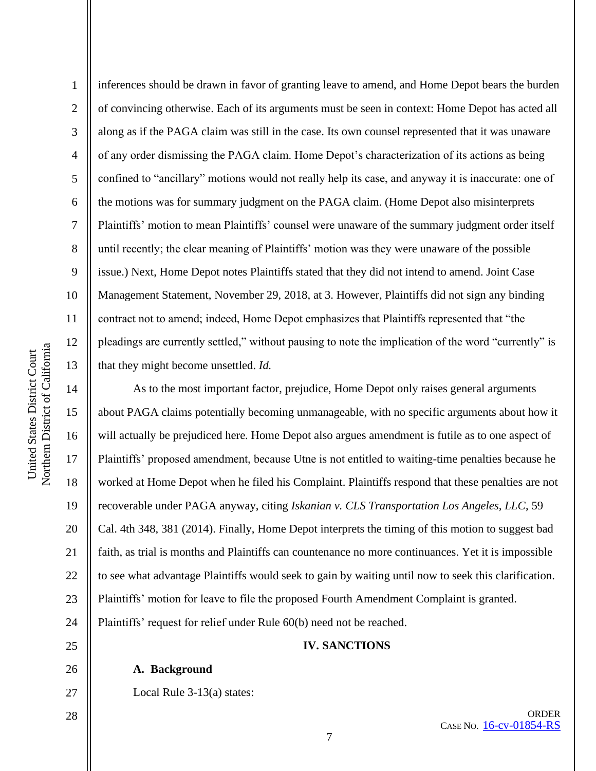inferences should be drawn in favor of granting leave to amend, and Home Depot bears the burden of convincing otherwise. Each of its arguments must be seen in context: Home Depot has acted all along as if the PAGA claim was still in the case. Its own counsel represented that it was unaware of any order dismissing the PAGA claim. Home Depot's characterization of its actions as being confined to "ancillary" motions would not really help its case, and anyway it is inaccurate: one of the motions was for summary judgment on the PAGA claim. (Home Depot also misinterprets Plaintiffs' motion to mean Plaintiffs' counsel were unaware of the summary judgment order itself until recently; the clear meaning of Plaintiffs' motion was they were unaware of the possible issue.) Next, Home Depot notes Plaintiffs stated that they did not intend to amend. Joint Case Management Statement, November 29, 2018, at 3. However, Plaintiffs did not sign any binding contract not to amend; indeed, Home Depot emphasizes that Plaintiffs represented that "the pleadings are currently settled," without pausing to note the implication of the word "currently" is that they might become unsettled. *Id.*

As to the most important factor, prejudice, Home Depot only raises general arguments about PAGA claims potentially becoming unmanageable, with no specific arguments about how it will actually be prejudiced here. Home Depot also argues amendment is futile as to one aspect of Plaintiffs' proposed amendment, because Utne is not entitled to waiting-time penalties because he worked at Home Depot when he filed his Complaint. Plaintiffs respond that these penalties are not recoverable under PAGA anyway, citing *Iskanian v. CLS Transportation Los Angeles, LLC*, 59 Cal. 4th 348, 381 (2014). Finally, Home Depot interprets the timing of this motion to suggest bad faith, as trial is months and Plaintiffs can countenance no more continuances. Yet it is impossible to see what advantage Plaintiffs would seek to gain by waiting until now to seek this clarification. Plaintiffs' motion for leave to file the proposed Fourth Amendment Complaint is granted. Plaintiffs' request for relief under Rule 60(b) need not be reached.

## IV. SANCTIONS

### A. Background

Local Rule 3-13(a) states: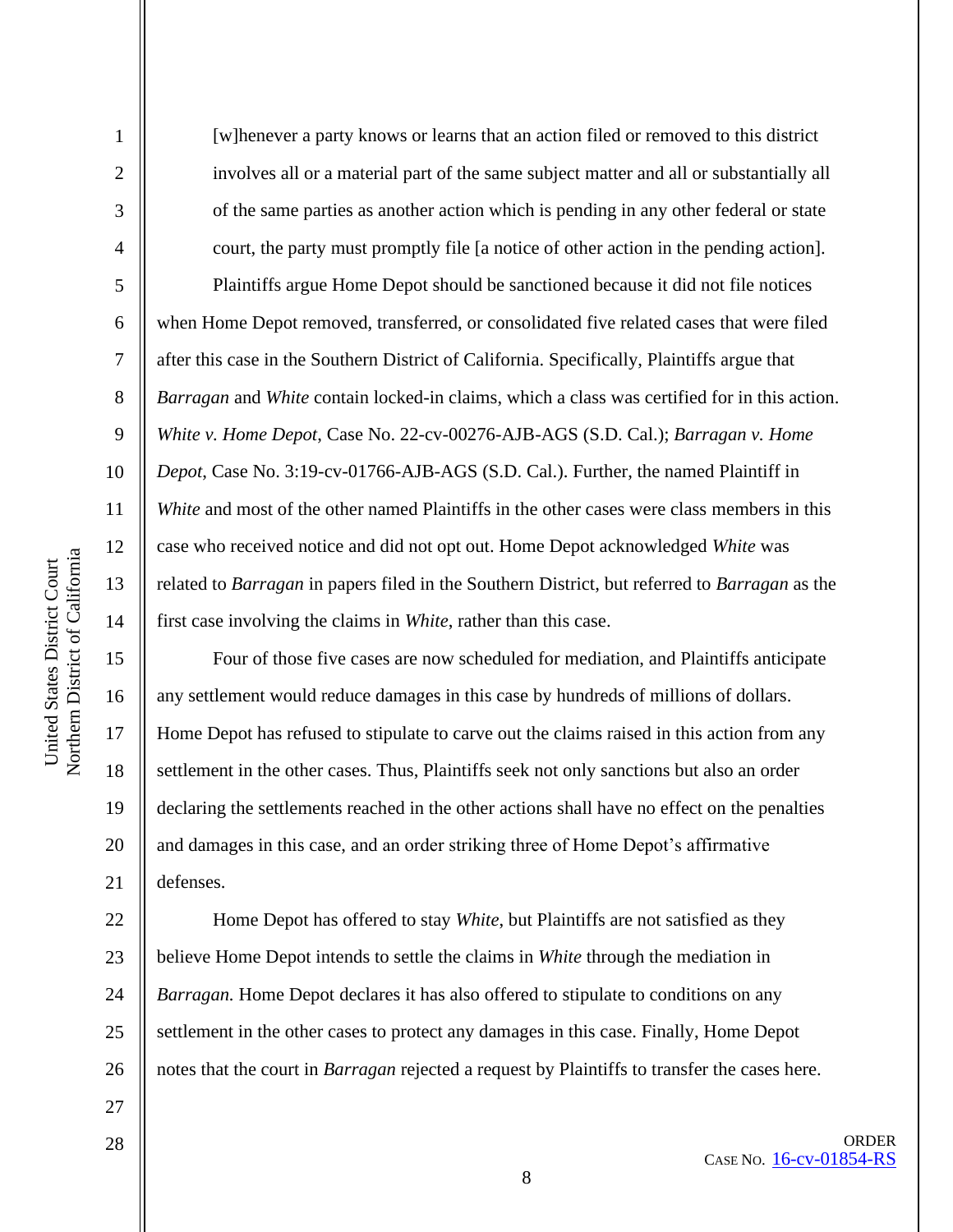> [w]henever a party knows or learns that an action filed or removed to this district involves all or a material part of the same subject matter and all or substantially all of the same parties as another action which is pending in any other federal or state court, the party must promptly file [a notice of other action in the pending action].

Plaintiffs argue Home Depot should be sanctioned because it did not file notices when Home Depot removed, transferred, or consolidated five related cases that were filed after this case in the Southern District of California. Specifically, Plaintiffs argue that *Barragan* and *White* contain locked-in claims, which a class was certified for in this action. *White v. Home Depot*, Case No. 22-cv-00276-AJB-AGS (S.D. Cal.); *Barragan v. Home Depot*, Case No. 3:19-cv-01766-AJB-AGS (S.D. Cal.). Further, the named Plaintiff in *White* and most of the other named Plaintiffs in the other cases were class members in this case who received notice and did not opt out. Home Depot acknowledged *White* was related to *Barragan* in papers filed in the Southern District, but referred to *Barragan* as the first case involving the claims in *White*, rather than this case.

Four of those five cases are now scheduled for mediation, and Plaintiffs anticipate any settlement would reduce damages in this case by hundreds of millions of dollars. Home Depot has refused to stipulate to carve out the claims raised in this action from any settlement in the other cases. Thus, Plaintiffs seek not only sanctions but also an order declaring the settlements reached in the other actions shall have no effect on the penalties and damages in this case, and an order striking three of Home Depot's affirmative defenses.

Home Depot has offered to stay *White*, but Plaintiffs are not satisfied as they believe Home Depot intends to settle the claims in *White* through the mediation in *Barragan.* Home Depot declares it has also offered to stipulate to conditions on any settlement in the other cases to protect any damages in this case. Finally, Home Depot notes that the court in *Barragan* rejected a request by Plaintiffs to transfer the cases here.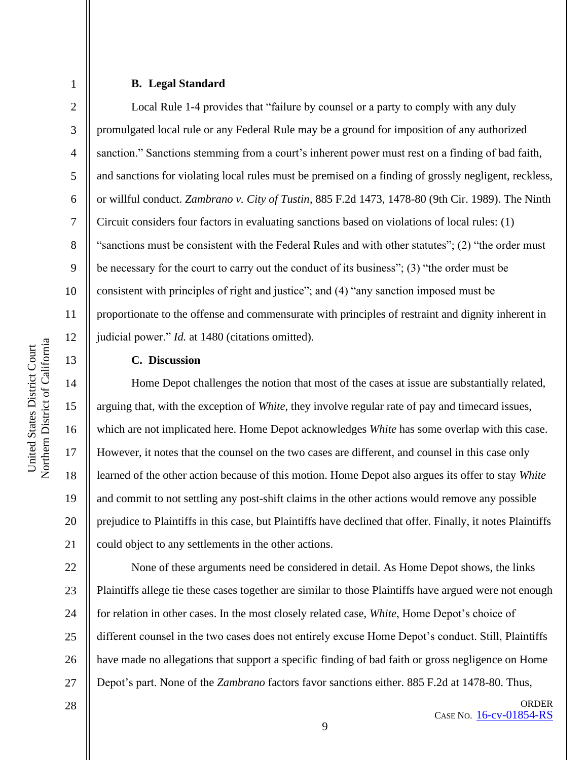### B. Legal Standard

Local Rule 1-4 provides that "failure by counsel or a party to comply with any duly promulgated local rule or any Federal Rule may be a ground for imposition of any authorized sanction." Sanctions stemming from a court's inherent power must rest on a finding of bad faith, and sanctions for violating local rules must be premised on a finding of grossly negligent, reckless, or willful conduct. *Zambrano v. City of Tustin*, 885 F.2d 1473, 1478-80 (9th Cir. 1989). The Ninth Circuit considers four factors in evaluating sanctions based on violations of local rules: (1) "sanctions must be consistent with the Federal Rules and with other statutes"; (2) "the order must be necessary for the court to carry out the conduct of its business"; (3) "the order must be consistent with principles of right and justice"; and (4) "any sanction imposed must be proportionate to the offense and commensurate with principles of restraint and dignity inherent in judicial power." *Id.* at 1480 (citations omitted).

### C. Discussion

Home Depot challenges the notion that most of the cases at issue are substantially related, arguing that, with the exception of *White*, they involve regular rate of pay and timecard issues, which are not implicated here. Home Depot acknowledges *White* has some overlap with this case. However, it notes that the counsel on the two cases are different, and counsel in this case only learned of the other action because of this motion. Home Depot also argues its offer to stay *White* and commit to not settling any post-shift claims in the other actions would remove any possible prejudice to Plaintiffs in this case, but Plaintiffs have declined that offer. Finally, it notes Plaintiffs could object to any settlements in the other actions.

None of these arguments need be considered in detail. As Home Depot shows, the links Plaintiffs allege tie these cases together are similar to those Plaintiffs have argued were not enough for relation in other cases. In the most closely related case, *White*, Home Depot's choice of different counsel in the two cases does not entirely excuse Home Depot's conduct. Still, Plaintiffs have made no allegations that support a specific finding of bad faith or gross negligence on Home Depot's part. None of the *Zambrano* factors favor sanctions either. 885 F.2d at 1478-80. Thus,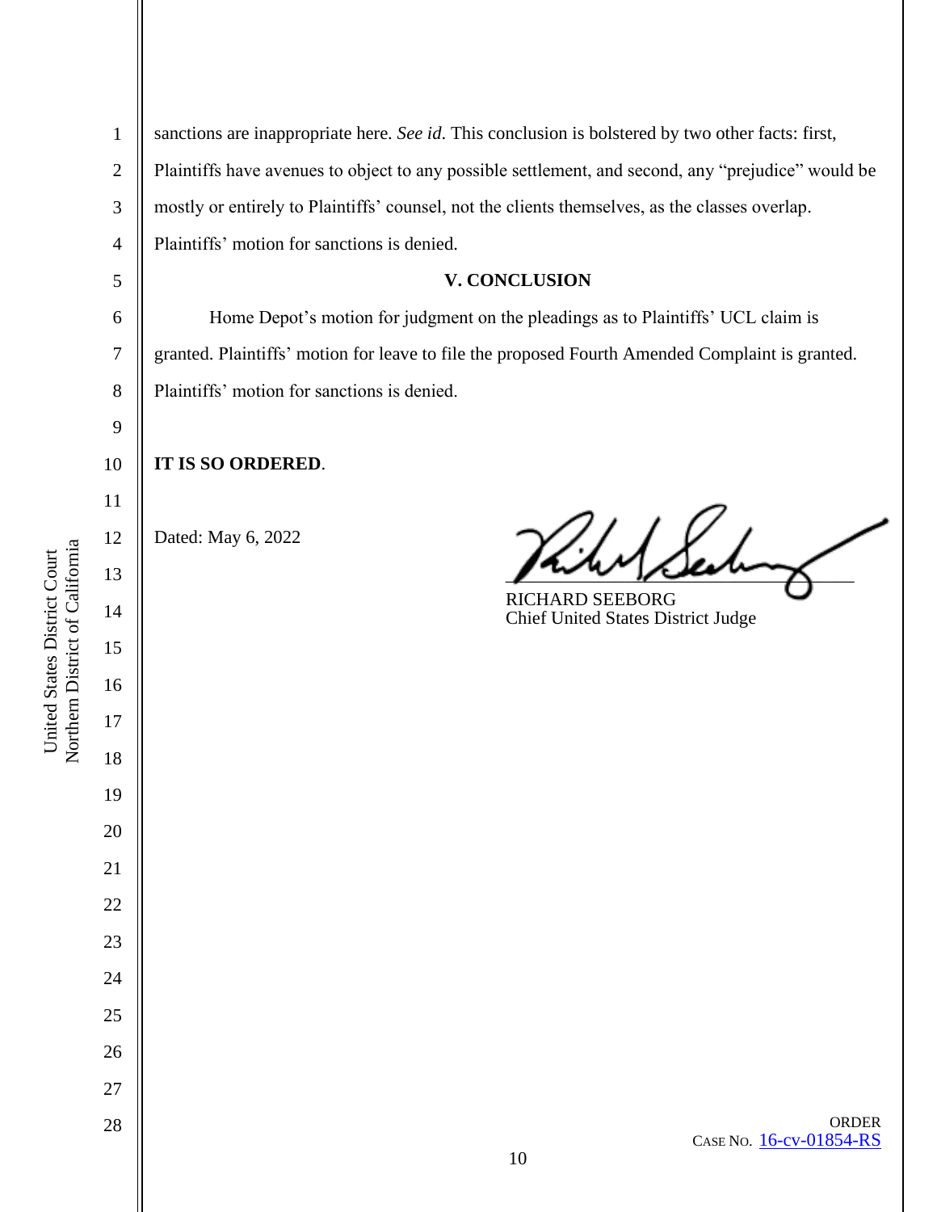sanctions are inappropriate here. *See id.* This conclusion is bolstered by two other facts: first, Plaintiffs have avenues to object to any possible settlement, and second, any "prejudice" would be mostly or entirely to Plaintiffs' counsel, not the clients themselves, as the classes overlap. Plaintiffs' motion for sanctions is denied.

## V. CONCLUSION

Home Depot's motion for judgment on the pleadings as to Plaintiffs' UCL claim is granted. Plaintiffs' motion for leave to file the proposed Fourth Amended Complaint is granted. Plaintiffs' motion for sanctions is denied.

**IT IS SO ORDERED**.

Dated: May 6, 2022

RICHARD SEEBORG
Chief United States District Judge

ORDER
CASE NO. 16-cv-01854-RS